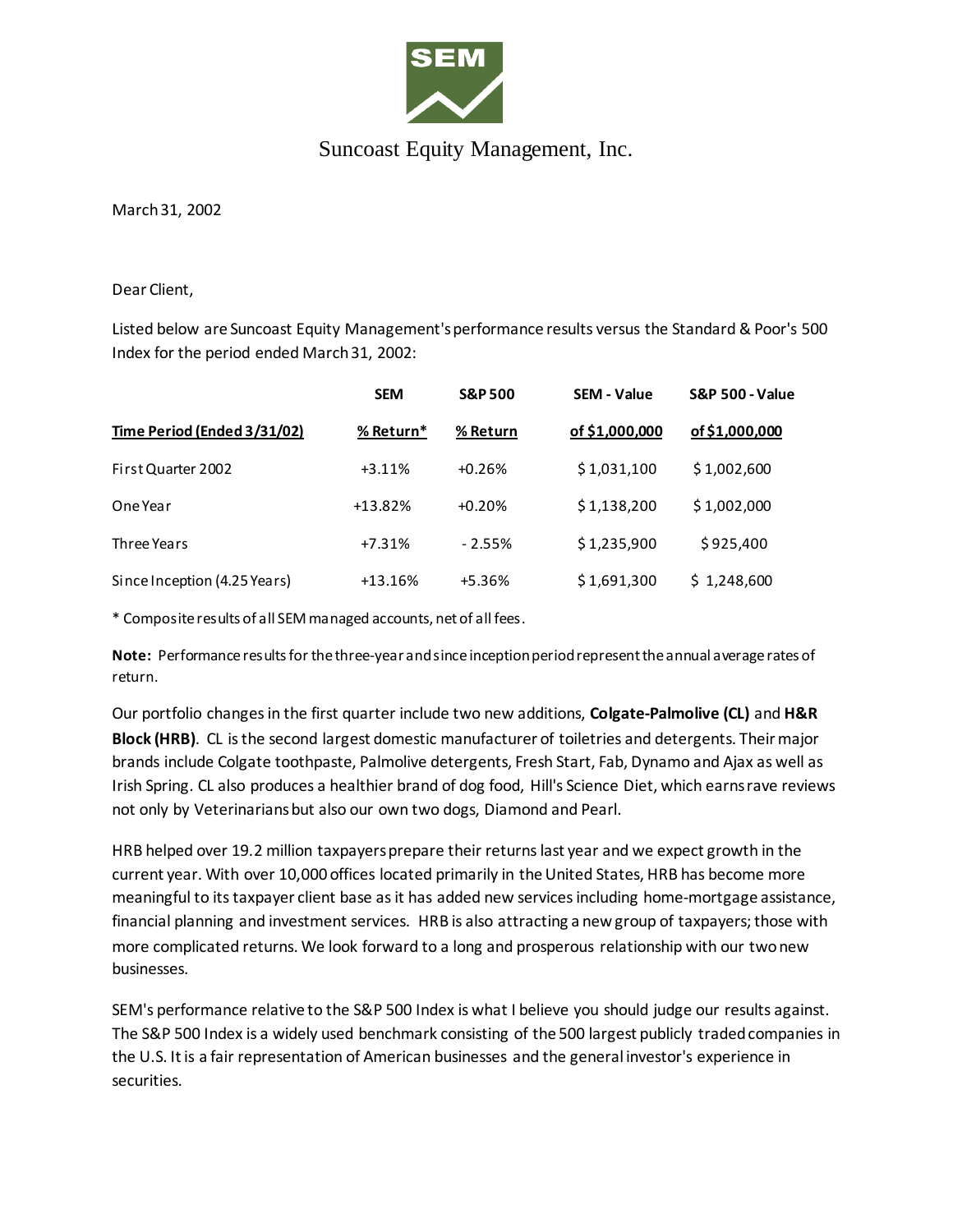SEM

Suncoast Equity Management, Inc.

March 31, 2002

Dear Client,

Listed below are Suncoast Equity Management's performance results versus the Standard & Poor's 500 Index for the period ended March 31, 2002:

| Time Period (Ended 3/31/02) | SEM % Return* | S&P 500 % Return | SEM - Value of $1,000,000 | S&P 500 - Value of $1,000,000 |
|---|---|---|---|---|
| First Quarter 2002 | +3.11% | +0.26% | $ 1,031,100 | $ 1,002,600 |
| One Year | +13.82% | +0.20% | $ 1,138,200 | $ 1,002,000 |
| Three Years | +7.31% | - 2.55% | $ 1,235,900 | $ 925,400 |
| Since Inception (4.25 Years) | +13.16% | +5.36% | $ 1,691,300 | $ 1,248,600 |

* Composite results of all SEM managed accounts, net of all fees.

**Note:** Performance results for the three-year and since inception period represent the annual average rates of return.

Our portfolio changes in the first quarter include two new additions, **Colgate-Palmolive (CL)** and **H&R Block (HRB)**. CL is the second largest domestic manufacturer of toiletries and detergents. Their major brands include Colgate toothpaste, Palmolive detergents, Fresh Start, Fab, Dynamo and Ajax as well as Irish Spring. CL also produces a healthier brand of dog food, Hill's Science Diet, which earns rave reviews not only by Veterinarians but also our own two dogs, Diamond and Pearl.

HRB helped over 19.2 million taxpayers prepare their returns last year and we expect growth in the current year. With over 10,000 offices located primarily in the United States, HRB has become more meaningful to its taxpayer client base as it has added new services including home-mortgage assistance, financial planning and investment services. HRB is also attracting a new group of taxpayers; those with more complicated returns. We look forward to a long and prosperous relationship with our two new businesses.

SEM's performance relative to the S&P 500 Index is what I believe you should judge our results against. The S&P 500 Index is a widely used benchmark consisting of the 500 largest publicly traded companies in the U.S. It is a fair representation of American businesses and the general investor's experience in securities.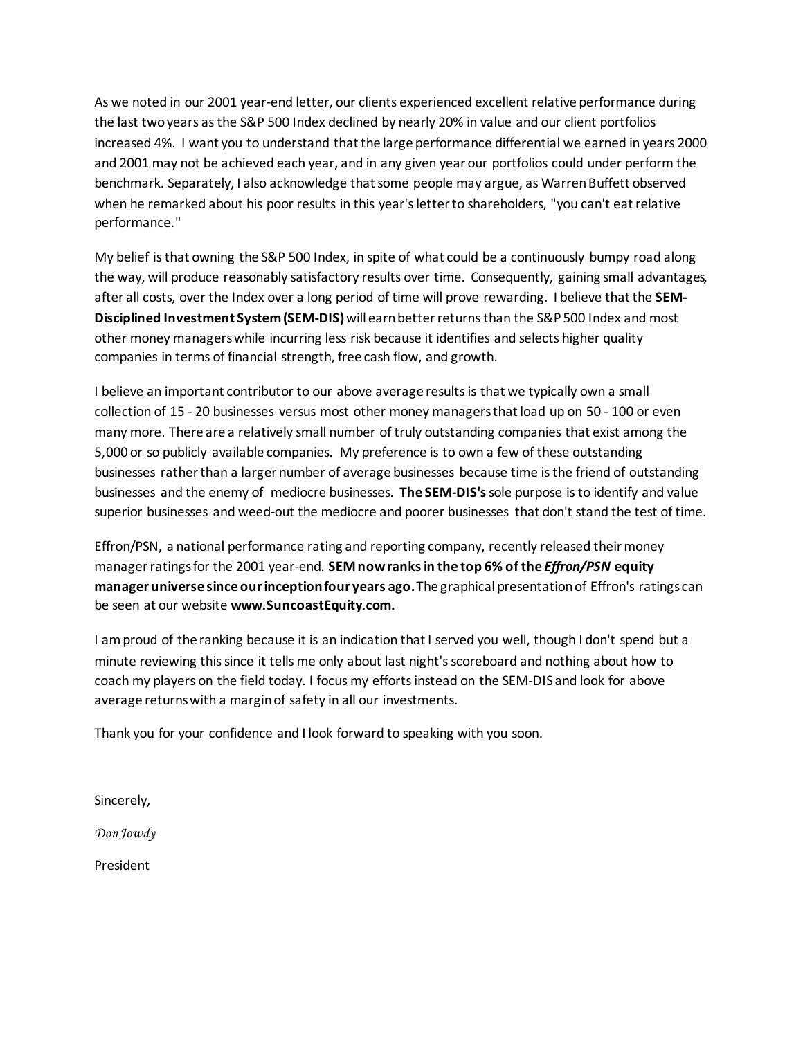As we noted in our 2001 year-end letter, our clients experienced excellent relative performance during the last two years as the S&P 500 Index declined by nearly 20% in value and our client portfolios increased 4%. I want you to understand that the large performance differential we earned in years 2000 and 2001 may not be achieved each year, and in any given year our portfolios could under perform the benchmark. Separately, I also acknowledge that some people may argue, as Warren Buffett observed when he remarked about his poor results in this year's letter to shareholders, "you can't eat relative performance."

My belief is that owning the S&P 500 Index, in spite of what could be a continuously bumpy road along the way, will produce reasonably satisfactory results over time. Consequently, gaining small advantages, after all costs, over the Index over a long period of time will prove rewarding. I believe that the **SEM-Disciplined Investment System (SEM-DIS)** will earn better returns than the S&P 500 Index and most other money managers while incurring less risk because it identifies and selects higher quality companies in terms of financial strength, free cash flow, and growth.

I believe an important contributor to our above average results is that we typically own a small collection of 15 - 20 businesses versus most other money managers that load up on 50 - 100 or even many more. There are a relatively small number of truly outstanding companies that exist among the 5,000 or so publicly available companies. My preference is to own a few of these outstanding businesses rather than a larger number of average businesses because time is the friend of outstanding businesses and the enemy of mediocre businesses. **The SEM-DIS's** sole purpose is to identify and value superior businesses and weed-out the mediocre and poorer businesses that don't stand the test of time.

Effron/PSN, a national performance rating and reporting company, recently released their money manager ratings for the 2001 year-end. **SEM now ranks in the top 6% of the *Effron/PSN* equity manager universe since our inception four years ago.** The graphical presentation of Effron's ratings can be seen at our website **www.SuncoastEquity.com.**

I am proud of the ranking because it is an indication that I served you well, though I don't spend but a minute reviewing this since it tells me only about last night's scoreboard and nothing about how to coach my players on the field today. I focus my efforts instead on the SEM-DIS and look for above average returns with a margin of safety in all our investments.

Thank you for your confidence and I look forward to speaking with you soon.

Sincerely,

*Don Jowdy*

President